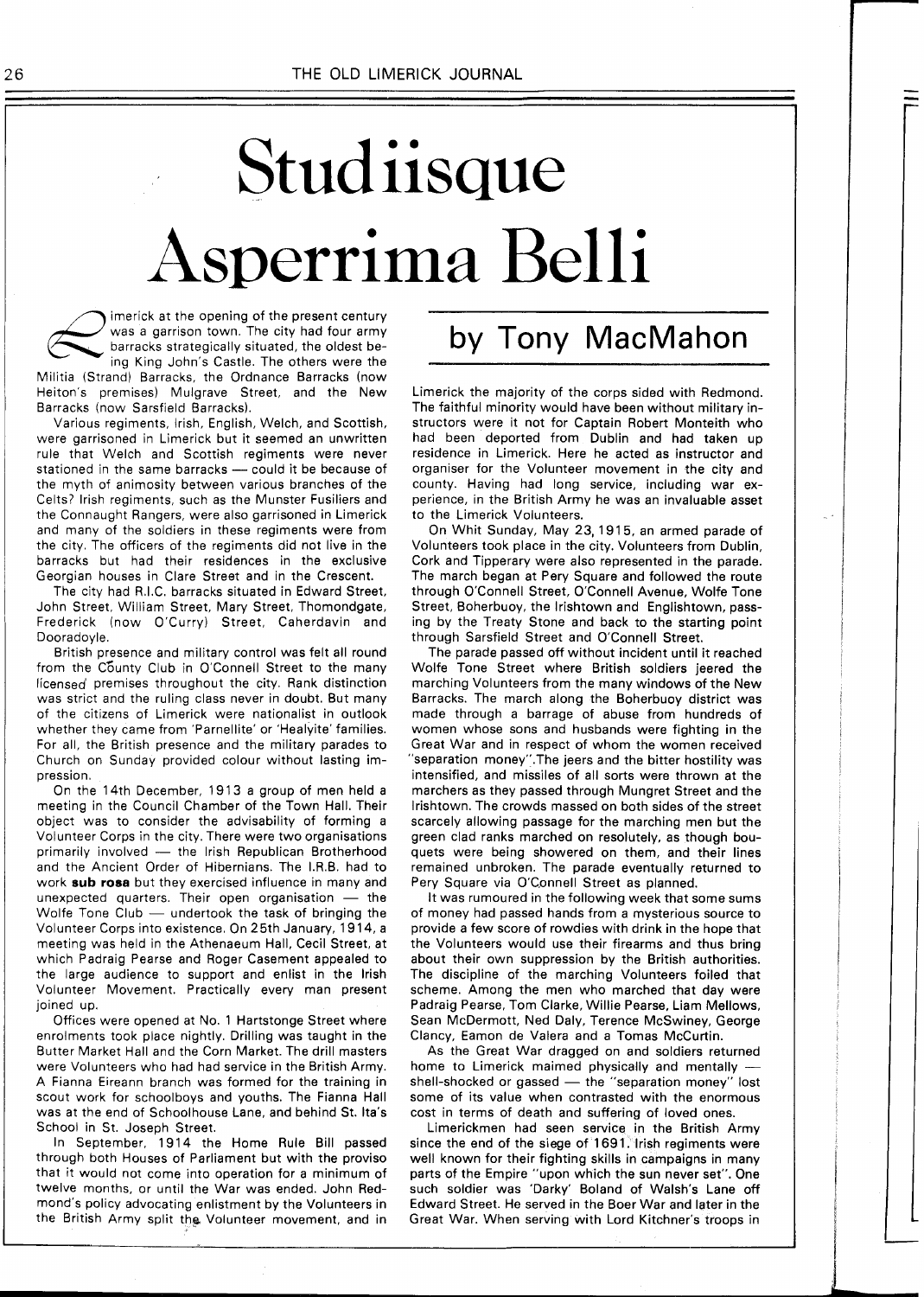# Studiisque Asperrima Belli

## by Tony MacMahon

Limerick at the opening of the present century was a garrison town. The city had four army barracks strategically situated, the oldest being King John's Castle. The others were the Militia (Strand) Barracks, the Ordnance Barracks (now Heiton's premises) Mulgrave Street, and the New Barracks (now Sarsfield Barracks).

Various regiments, Irish, English, Welch, and Scottish, were garrisoned in Limerick but it seemed an unwritten rule that Welch and Scottish regiments were never stationed in the same barracks — could it be because of the myth of animosity between various branches of the Celts? Irish regiments, such as the Munster Fusiliers and the Connaught Rangers, were also garrisoned in Limerick and many of the soldiers in these regiments were from the city. The officers of the regiments did not live in the barracks but had their residences in the exclusive Georgian houses in Clare Street and in the Crescent.

The city had R.I.C. barracks situated in Edward Street, John Street, William Street, Mary Street, Thomondgate, Frederick (now O'Curry) Street, Caherdavin and Dooradoyle.

British presence and military control was felt all round from the County Club in O'Connell Street to the many licensed premises throughout the city. Rank distinction was strict and the ruling class never in doubt. But many of the citizens of Limerick were nationalist in outlook whether they came from 'Parnellite' or 'Healyite' families. For all, the British presence and the military parades to Church on Sunday provided colour without lasting impression.

On the 14th December, 1913 a group of men held a meeting in the Council Chamber of the Town Hall. Their object was to consider the advisability of forming a Volunteer Corps in the city. There were two organisations primarily involved — the Irish Republican Brotherhood and the Ancient Order of Hibernians. The I.R.B. had to work **sub rosa** but they exercised influence in many and unexpected quarters. Their open organisation — the Wolfe Tone Club — undertook the task of bringing the Volunteer Corps into existence. On 25th January, 1914, a meeting was held in the Athenaeum Hall, Cecil Street, at which Padraig Pearse and Roger Casement appealed to the large audience to support and enlist in the Irish Volunteer Movement. Practically every man present joined up.

Offices were opened at No. 1 Hartstonge Street where enrolments took place nightly. Drilling was taught in the Butter Market Hall and the Corn Market. The drill masters were Volunteers who had had service in the British Army. A Fianna Eireann branch was formed for the training in scout work for schoolboys and youths. The Fianna Hall was at the end of Schoolhouse Lane, and behind St. Ita's School in St. Joseph Street.

In September, 1914 the Home Rule Bill passed through both Houses of Parliament but with the proviso that it would not come into operation for a minimum of twelve months, or until the War was ended. John Redmond's policy advocating enlistment by the Volunteers in the British Army split the Volunteer movement, and in Limerick the majority of the corps sided with Redmond. The faithful minority would have been without military instructors were it not for Captain Robert Monteith who had been deported from Dublin and had taken up residence in Limerick. Here he acted as instructor and organiser for the Volunteer movement in the city and county. Having had long service, including war experience, in the British Army he was an invaluable asset to the Limerick Volunteers.

On Whit Sunday, May 23, 1915, an armed parade of Volunteers took place in the city. Volunteers from Dublin, Cork and Tipperary were also represented in the parade. The march began at Pery Square and followed the route through O'Connell Street, O'Connell Avenue, Wolfe Tone Street, Boherbuoy, the Irishtown and Englishtown, passing by the Treaty Stone and back to the starting point through Sarsfield Street and O'Connell Street.

The parade passed off without incident until it reached Wolfe Tone Street where British soldiers jeered the marching Volunteers from the many windows of the New Barracks. The march along the Boherbuoy district was made through a barrage of abuse from hundreds of women whose sons and husbands were fighting in the Great War and in respect of whom the women received "separation money". The jeers and the bitter hostility was intensified, and missiles of all sorts were thrown at the marchers as they passed through Mungret Street and the Irishtown. The crowds massed on both sides of the street scarcely allowing passage for the marching men but the green clad ranks marched on resolutely, as though bouquets were being showered on them, and their lines remained unbroken. The parade eventually returned to Pery Square via O'Connell Street as planned.

It was rumoured in the following week that some sums of money had passed hands from a mysterious source to provide a few score of rowdies with drink in the hope that the Volunteers would use their firearms and thus bring about their own suppression by the British authorities. The discipline of the marching Volunteers foiled that scheme. Among the men who marched that day were Padraig Pearse, Tom Clarke, Willie Pearse, Liam Mellows, Sean McDermott, Ned Daly, Terence McSwiney, George Clancy, Eamon de Valera and a Tomas McCurtin.

As the Great War dragged on and soldiers returned home to Limerick maimed physically and mentally — shell-shocked or gassed — the "separation money" lost some of its value when contrasted with the enormous cost in terms of death and suffering of loved ones.

Limerickmen had seen service in the British Army since the end of the siege of 1691. Irish regiments were well known for their fighting skills in campaigns in many parts of the Empire "upon which the sun never set". One such soldier was 'Darky' Boland of Walsh's Lane off Edward Street. He served in the Boer War and later in the Great War. When serving with Lord Kitchner's troops in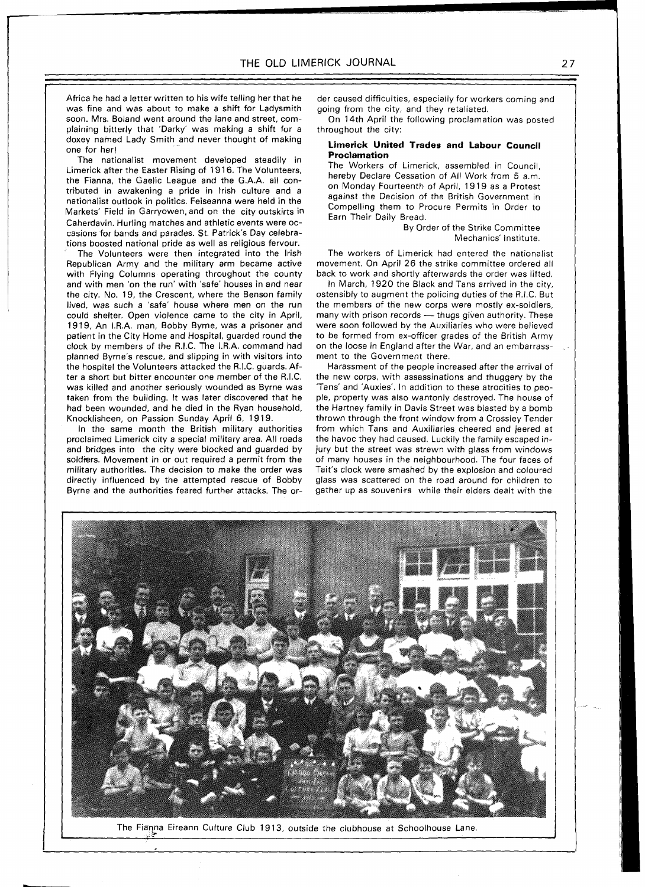Africa he had a letter written to his wife telling her that he was fine and was about to make a shift for Ladysmith soon. Mrs. Boland went around the lane and street, complaining bitterly that 'Darky' was making a shift for a doxey named Lady Smith and never thought of making one for her!

The nationalist movement developed steadily in Limerick after the Easter Rising of 1916. The Volunteers, the Fianna, the Gaelic League and the G.A.A. all contributed in awakening a pride in Irish culture and a nationalist outlook in politics. Feiseanna were held in the Markets' Field in Garryowen, and on the city outskirts in Caherdavin. Hurling matches and athletic events were occasions for bands and parades. St. Patrick's Day celebrations boosted national pride as well as religious fervour.

The Volunteers were then integrated into the Irish Republican Army and the military arm became active with Flying Columns operating throughout the county and with men 'on the run' with 'safe' houses in and near the city. No. 19, the Crescent, where the Benson family lived, was such a 'safe' house where men on the run could shelter. Open violence came to the city in April, 1919, An I.R.A. man, Bobby Byrne, was a prisoner and patient in the City Home and Hospital, guarded round the clock by members of the R.I.C. The I.R.A. command had planned Byrne's rescue, and slipping in with visitors into the hospital the Volunteers attacked the R.I.C. guards. After a short but bitter encounter one member of the R.I.C. was killed and another seriously wounded as Byrne was taken from the building. It was later discovered that he had been wounded, and he died in the Ryan household, Knocklisheen, on Passion Sunday April 6, 1919.

In the same month the British military authorities proclaimed Limerick city a special military area. All roads and bridges into the city were blocked and guarded by soldiers. Movement in or out required a permit from the military authorities. The decision to make the order was directly influenced by the attempted rescue of Bobby Byrne and the authorities feared further attacks. The order caused difficulties, especially for workers coming and going from the city, and they retaliated.

On 14th April the following proclamation was posted throughout the city:

> **Limerick United Trades and Labour Council Proclamation**
>
> The Workers of Limerick, assembled in Council, hereby Declare Cessation of All Work from 5 a.m. on Monday Fourteenth of April, 1919 as a Protest against the Decision of the British Government in Compelling them to Procure Permits in Order to Earn Their Daily Bread.
>
> By Order of the Strike Committee
> Mechanics' Institute.

The workers of Limerick had entered the nationalist movement. On April 26 the strike committee ordered all back to work and shortly afterwards the order was lifted.

In March, 1920 the Black and Tans arrived in the city, ostensibly to augment the policing duties of the R.I.C. But the members of the new corps were mostly ex-soldiers, many with prison records — thugs given authority. These were soon followed by the Auxiliaries who were believed to be formed from ex-officer grades of the British Army on the loose in England after the War, and an embarrassment to the Government there.

Harassment of the people increased after the arrival of the new corps, with assassinations and thuggery by the 'Tans' and 'Auxies'. In addition to these atrocities to people, property was also wantonly destroyed. The house of the Hartney family in Davis Street was blasted by a bomb thrown through the front window from a Crossley Tender from which Tans and Auxiliaries cheered and jeered at the havoc they had caused. Luckily the family escaped injury but the street was strewn with glass from windows of many houses in the neighbourhood. The four faces of Tait's clock were smashed by the explosion and coloured glass was scattered on the road around for children to gather up as souvenirs while their elders dealt with the

The Fianna Eireann Culture Club 1913, outside the clubhouse at Schoolhouse Lane.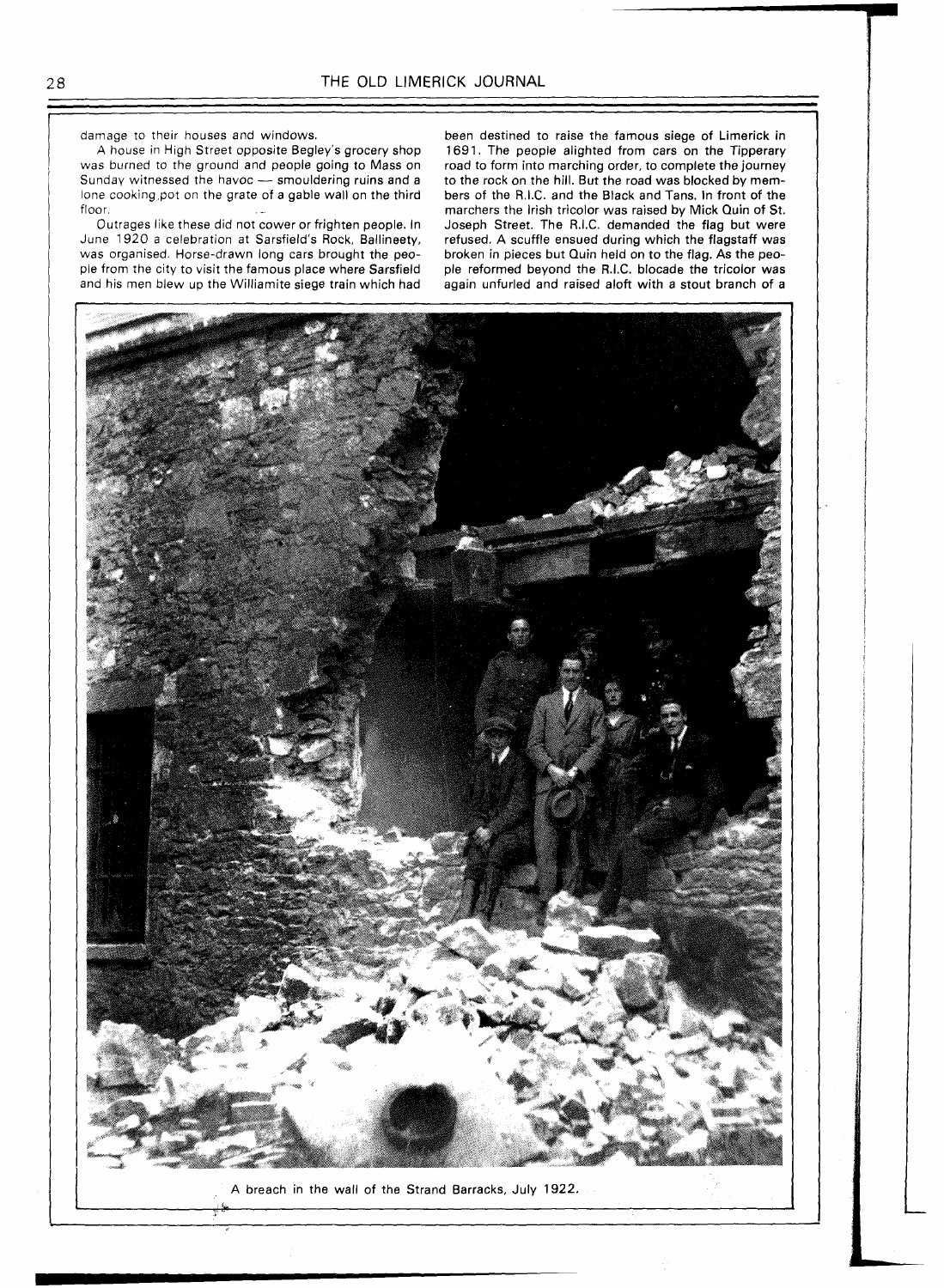damage to their houses and windows.

A house in High Street opposite Begley's grocery shop was burned to the ground and people going to Mass on Sunday witnessed the havoc — smouldering ruins and a lone cooking pot on the grate of a gable wall on the third floor.

Outrages like these did not cower or frighten people. In June 1920 a celebration at Sarsfield's Rock, Ballineety, was organised. Horse-drawn long cars brought the people from the city to visit the famous place where Sarsfield and his men blew up the Williamite siege train which had been destined to raise the famous siege of Limerick in 1691. The people alighted from cars on the Tipperary road to form into marching order, to complete the journey to the rock on the hill. But the road was blocked by members of the R.I.C. and the Black and Tans. In front of the marchers the Irish tricolor was raised by Mick Quin of St. Joseph Street. The R.I.C. demanded the flag but were refused. A scuffle ensued during which the flagstaff was broken in pieces but Quin held on to the flag. As the people reformed beyond the R.I.C. blocade the tricolor was again unfurled and raised aloft with a stout branch of a

A breach in the wall of the Strand Barracks, July 1922.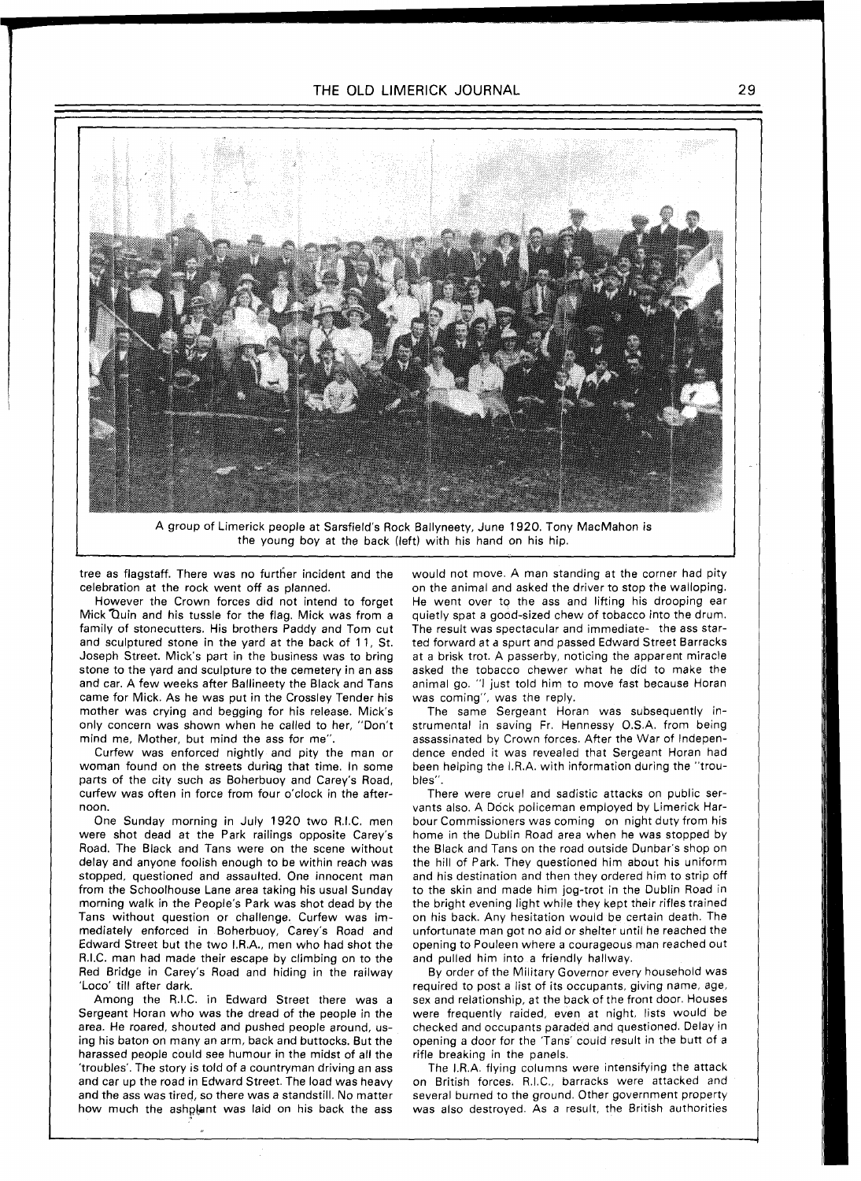A group of Limerick people at Sarsfield's Rock Ballyneety, June 1920. Tony MacMahon is the young boy at the back (left) with his hand on his hip.

tree as flagstaff. There was no further incident and the celebration at the rock went off as planned.

However the Crown forces did not intend to forget Mick Quin and his tussle for the flag. Mick was from a family of stonecutters. His brothers Paddy and Tom cut and sculptured stone in the yard at the back of 11, St. Joseph Street. Mick's part in the business was to bring stone to the yard and sculpture to the cemetery in an ass and car. A few weeks after Ballineety the Black and Tans came for Mick. As he was put in the Crossley Tender his mother was crying and begging for his release. Mick's only concern was shown when he called to her, "Don't mind me, Mother, but mind the ass for me".

Curfew was enforced nightly and pity the man or woman found on the streets during that time. In some parts of the city such as Boherbuoy and Carey's Road, curfew was often in force from four o'clock in the afternoon.

One Sunday morning in July 1920 two R.I.C. men were shot dead at the Park railings opposite Carey's Road. The Black and Tans were on the scene without delay and anyone foolish enough to be within reach was stopped, questioned and assaulted. One innocent man from the Schoolhouse Lane area taking his usual Sunday morning walk in the People's Park was shot dead by the Tans without question or challenge. Curfew was immediately enforced in Boherbuoy, Carey's Road and Edward Street but the two I.R.A., men who had shot the R.I.C. man had made their escape by climbing on to the Red Bridge in Carey's Road and hiding in the railway 'Loco' till after dark.

Among the R.I.C. in Edward Street there was a Sergeant Horan who was the dread of the people in the area. He roared, shouted and pushed people around, using his baton on many an arm, back and buttocks. But the harassed people could see humour in the midst of all the 'troubles'. The story is told of a countryman driving an ass and car up the road in Edward Street. The load was heavy and the ass was tired, so there was a standstill. No matter how much the ashplant was laid on his back the ass would not move. A man standing at the corner had pity on the animal and asked the driver to stop the walloping. He went over to the ass and lifting his drooping ear quietly spat a good-sized chew of tobacco into the drum. The result was spectacular and immediate- the ass started forward at a spurt and passed Edward Street Barracks at a brisk trot. A passerby, noticing the apparent miracle asked the tobacco chewer what he did to make the animal go. "I just told him to move fast because Horan was coming", was the reply.

The same Sergeant Horan was subsequently instrumental in saving Fr. Hennessy O.S.A. from being assassinated by Crown forces. After the War of Independence ended it was revealed that Sergeant Horan had been helping the I.R.A. with information during the "troubles".

There were cruel and sadistic attacks on public servants also. A Dock policeman employed by Limerick Harbour Commissioners was coming on night duty from his home in the Dublin Road area when he was stopped by the Black and Tans on the road outside Dunbar's shop on the hill of Park. They questioned him about his uniform and his destination and then they ordered him to strip off to the skin and made him jog-trot in the Dublin Road in the bright evening light while they kept their rifles trained on his back. Any hesitation would be certain death. The unfortunate man got no aid or shelter until he reached the opening to Pouleen where a courageous man reached out and pulled him into a friendly hallway.

By order of the Military Governor every household was required to post a list of its occupants, giving name, age, sex and relationship, at the back of the front door. Houses were frequently raided, even at night, lists would be checked and occupants paraded and questioned. Delay in opening a door for the 'Tans' could result in the butt of a rifle breaking in the panels.

The I.R.A. flying columns were intensifying the attack on British forces. R.I.C., barracks were attacked and several burned to the ground. Other government property was also destroyed. As a result, the British authorities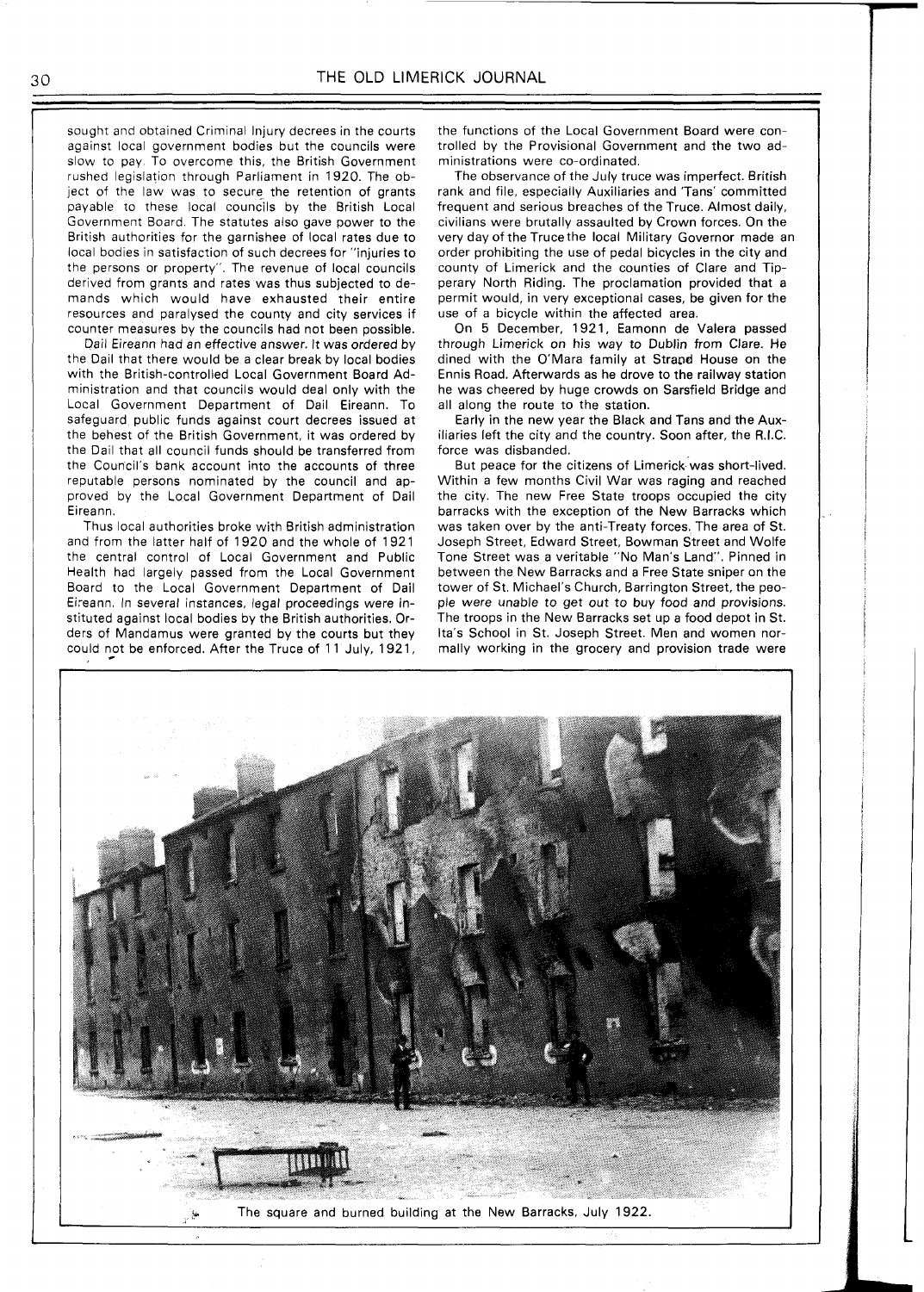sought and obtained Criminal Injury decrees in the courts against local government bodies but the councils were slow to pay. To overcome this, the British Government rushed legislation through Parliament in 1920. The object of the law was to secure the retention of grants payable to these local councils by the British Local Government Board. The statutes also gave power to the British authorities for the garnishee of local rates due to local bodies in satisfaction of such decrees for "injuries to the persons or property". The revenue of local councils derived from grants and rates was thus subjected to demands which would have exhausted their entire resources and paralysed the county and city services if counter measures by the councils had not been possible.

Dail Eireann had an effective answer. It was ordered by the Dail that there would be a clear break by local bodies with the British-controlled Local Government Board Administration and that councils would deal only with the Local Government Department of Dail Eireann. To safeguard public funds against court decrees issued at the behest of the British Government, it was ordered by the Dail that all council funds should be transferred from the Council's bank account into the accounts of three reputable persons nominated by the council and approved by the Local Government Department of Dail Eireann.

Thus local authorities broke with British administration and from the latter half of 1920 and the whole of 1921 the central control of Local Government and Public Health had largely passed from the Local Government Board to the Local Government Department of Dail Eireann. In several instances, legal proceedings were instituted against local bodies by the British authorities. Orders of Mandamus were granted by the courts but they could not be enforced. After the Truce of 11 July, 1921, the functions of the Local Government Board were controlled by the Provisional Government and the two administrations were co-ordinated.

The observance of the July truce was imperfect. British rank and file, especially Auxiliaries and 'Tans' committed frequent and serious breaches of the Truce. Almost daily, civilians were brutally assaulted by Crown forces. On the very day of the Truce the local Military Governor made an order prohibiting the use of pedal bicycles in the city and county of Limerick and the counties of Clare and Tipperary North Riding. The proclamation provided that a permit would, in very exceptional cases, be given for the use of a bicycle within the affected area.

On 5 December, 1921, Eamonn de Valera passed through Limerick on his way to Dublin from Clare. He dined with the O'Mara family at Strand House on the Ennis Road. Afterwards as he drove to the railway station he was cheered by huge crowds on Sarsfield Bridge and all along the route to the station.

Early in the new year the Black and Tans and the Auxiliaries left the city and the country. Soon after, the R.I.C. force was disbanded.

But peace for the citizens of Limerick was short-lived. Within a few months Civil War was raging and reached the city. The new Free State troops occupied the city barracks with the exception of the New Barracks which was taken over by the anti-Treaty forces. The area of St. Joseph Street, Edward Street, Bowman Street and Wolfe Tone Street was a veritable "No Man's Land". Pinned in between the New Barracks and a Free State sniper on the tower of St. Michael's Church, Barrington Street, the people were unable to get out to buy food and provisions. The troops in the New Barracks set up a food depot in St. Ita's School in St. Joseph Street. Men and women normally working in the grocery and provision trade were

The square and burned building at the New Barracks, July 1922.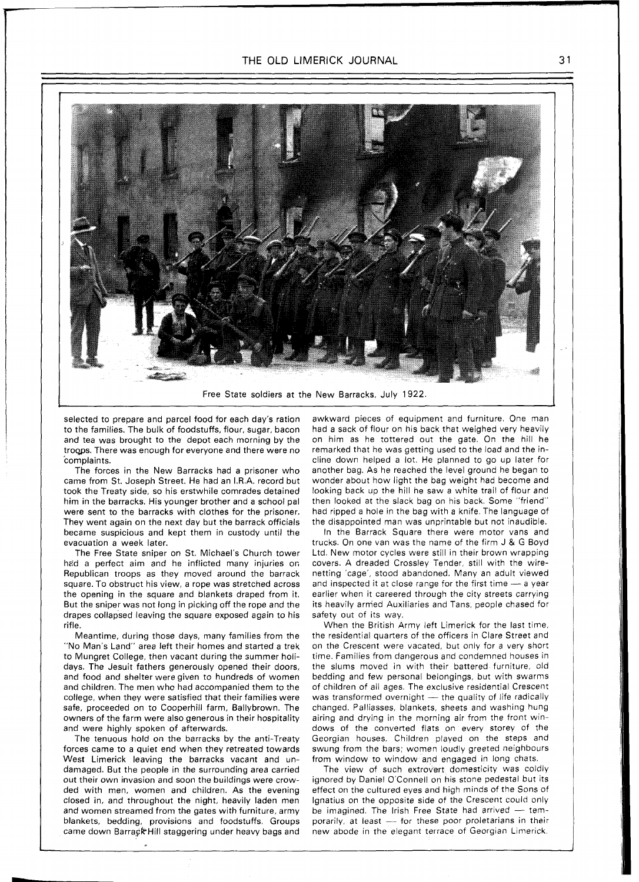Free State soldiers at the New Barracks, July 1922.

selected to prepare and parcel food for each day's ration to the families. The bulk of foodstuffs, flour, sugar, bacon and tea was brought to the depot each morning by the troops. There was enough for everyone and there were no complaints.

The forces in the New Barracks had a prisoner who came from St. Joseph Street. He had an I.R.A. record but took the Treaty side, so his erstwhile comrades detained him in the barracks. His younger brother and a school pal were sent to the barracks with clothes for the prisoner. They went again on the next day but the barrack officials became suspicious and kept them in custody until the evacuation a week later.

The Free State sniper on St. Michael's Church tower had a perfect aim and he inflicted many injuries on Republican troops as they moved around the barrack square. To obstruct his view, a rope was stretched across the opening in the square and blankets draped from it. But the sniper was not long in picking off the rope and the drapes collapsed leaving the square exposed again to his rifle.

Meantime, during those days, many families from the "No Man's Land" area left their homes and started a trek to Mungret College, then vacant during the summer holidays. The Jesuit fathers generously opened their doors, and food and shelter were given to hundreds of women and children. The men who had accompanied them to the college, when they were satisfied that their families were safe, proceeded on to Cooperhill farm, Ballybrown. The owners of the farm were also generous in their hospitality and were highly spoken of afterwards.

The tenuous hold on the barracks by the anti-Treaty forces came to a quiet end when they retreated towards West Limerick leaving the barracks vacant and undamaged. But the people in the surrounding area carried out their own invasion and soon the buildings were crowded with men, women and children. As the evening closed in, and throughout the night, heavily laden men and women streamed from the gates with furniture, army blankets, bedding, provisions and foodstuffs. Groups came down Barrack Hill staggering under heavy bags and awkward pieces of equipment and furniture. One man had a sack of flour on his back that weighed very heavily on him as he tottered out the gate. On the hill he remarked that he was getting used to the load and the incline down helped a lot. He planned to go up later for another bag. As he reached the level ground he began to wonder about how light the bag weight had become and looking back up the hill he saw a white trail of flour and then looked at the slack bag on his back. Some "friend" had ripped a hole in the bag with a knife. The language of the disappointed man was unprintable but not inaudible.

In the Barrack Square there were motor vans and trucks. On one van was the name of the firm J & G Boyd Ltd. New motor cycles were still in their brown wrapping covers. A dreaded Crossley Tender, still with the wire-netting 'cage', stood abandoned. Many an adult viewed and inspected it at close range for the first time — a year earlier when it careered through the city streets carrying its heavily armed Auxiliaries and Tans, people chased for safety out of its way.

When the British Army left Limerick for the last time, the residential quarters of the officers in Clare Street and on the Crescent were vacated, but only for a very short time. Families from dangerous and condemned houses in the slums moved in with their battered furniture, old bedding and few personal belongings, but with swarms of children of all ages. The exclusive residential Crescent was transformed overnight — the quality of life radically changed. Palliasses, blankets, sheets and washing hung airing and drying in the morning air from the front windows of the converted flats on every storey of the Georgian houses. Children played on the steps and swung from the bars; women loudly greeted neighbours from window to window and engaged in long chats.

The view of such extrovert domesticity was coldly ignored by Daniel O'Connell on his stone pedestal but its effect on the cultured eyes and high minds of the Sons of Ignatius on the opposite side of the Crescent could only be imagined. The Irish Free State had arrived — temporarily, at least — for these poor proletarians in their new abode in the elegant terrace of Georgian Limerick.